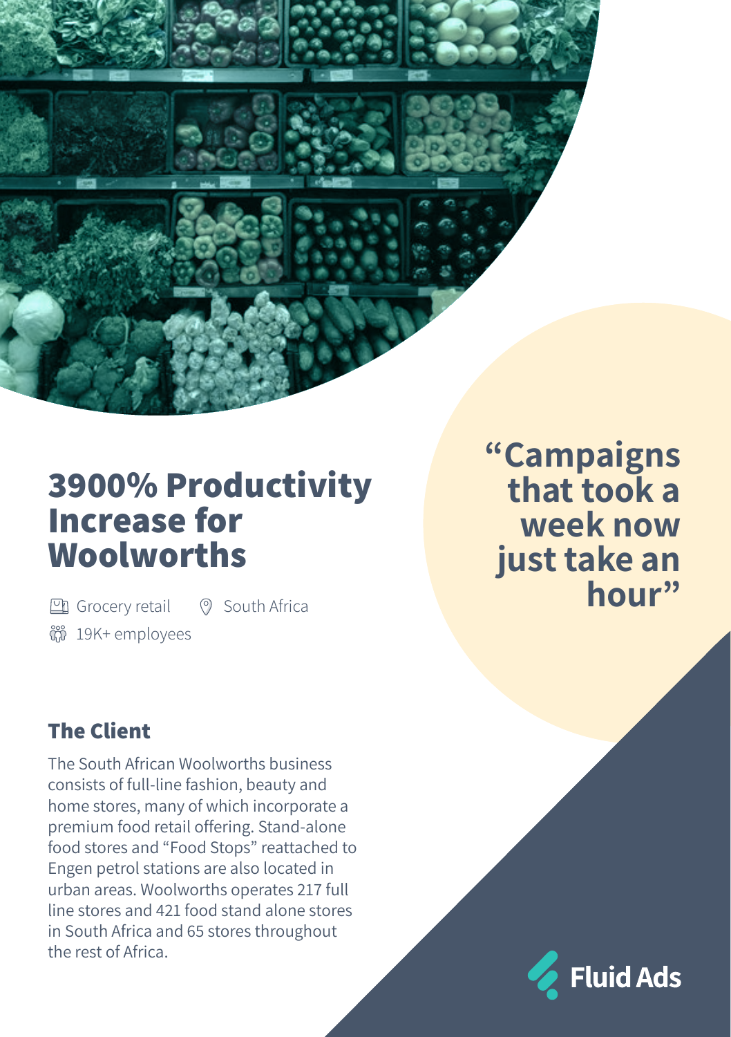# 3900% Productivity Increase for Woolworths

Grocery retail South Africa

19K+ employees

**“Campaigns that took a week now just take an hour”**

## The Client

The South African Woolworths business consists of full-line fashion, beauty and home stores, many of which incorporate a premium food retail offering. Stand-alone food stores and “Food Stops” reattached to Engen petrol stations are also located in urban areas. Woolworths operates 217 full line stores and 421 food stand alone stores in South Africa and 65 stores throughout the rest of Africa.

Fluid Ads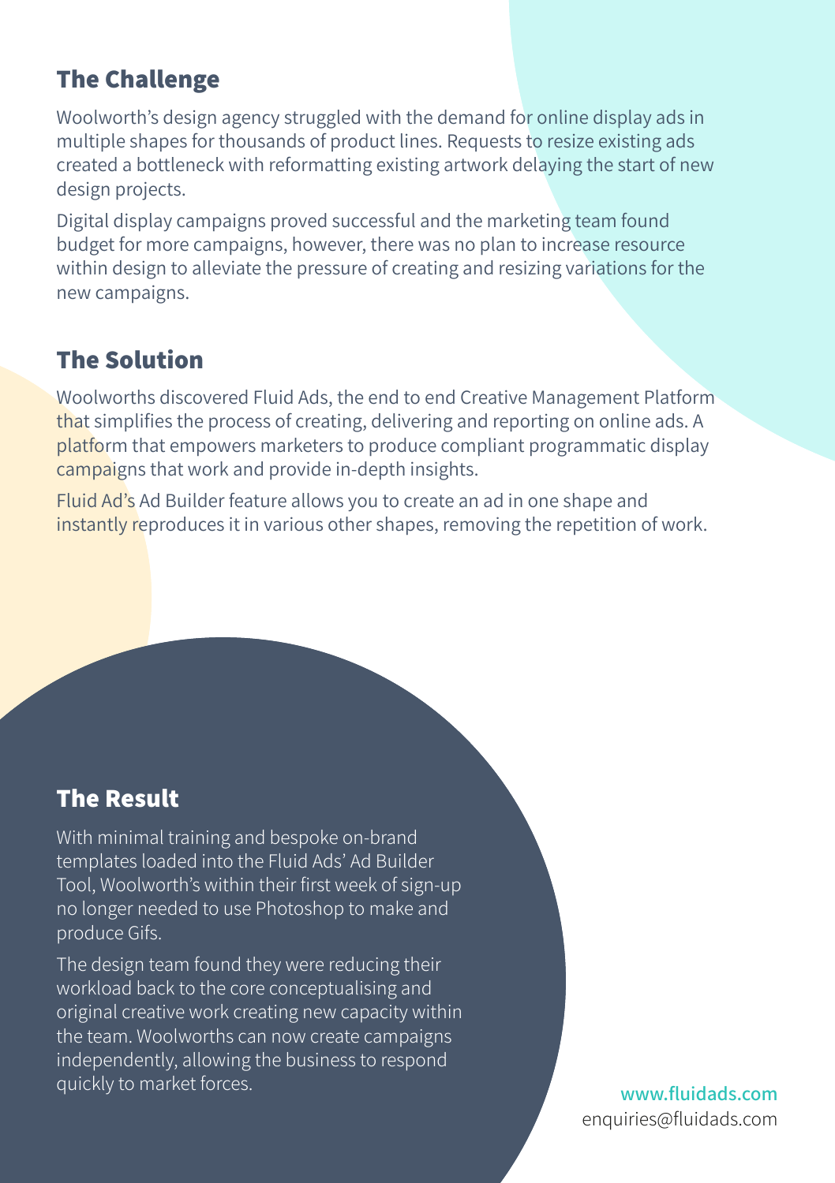## The Challenge

Woolworth's design agency struggled with the demand for online display ads in multiple shapes for thousands of product lines. Requests to resize existing ads created a bottleneck with reformatting existing artwork delaying the start of new design projects.

Digital display campaigns proved successful and the marketing team found budget for more campaigns, however, there was no plan to increase resource within design to alleviate the pressure of creating and resizing variations for the new campaigns.

## The Solution

Woolworths discovered Fluid Ads, the end to end Creative Management Platform that simplifies the process of creating, delivering and reporting on online ads. A platform that empowers marketers to produce compliant programmatic display campaigns that work and provide in-depth insights.

Fluid Ad's Ad Builder feature allows you to create an ad in one shape and instantly reproduces it in various other shapes, removing the repetition of work.

## The Result

With minimal training and bespoke on-brand templates loaded into the Fluid Ads' Ad Builder Tool, Woolworth's within their first week of sign-up no longer needed to use Photoshop to make and produce Gifs.

The design team found they were reducing their workload back to the core conceptualising and original creative work creating new capacity within the team. Woolworths can now create campaigns independently, allowing the business to respond quickly to market forces.

**www.fluidads.com**
enquiries@fluidads.com